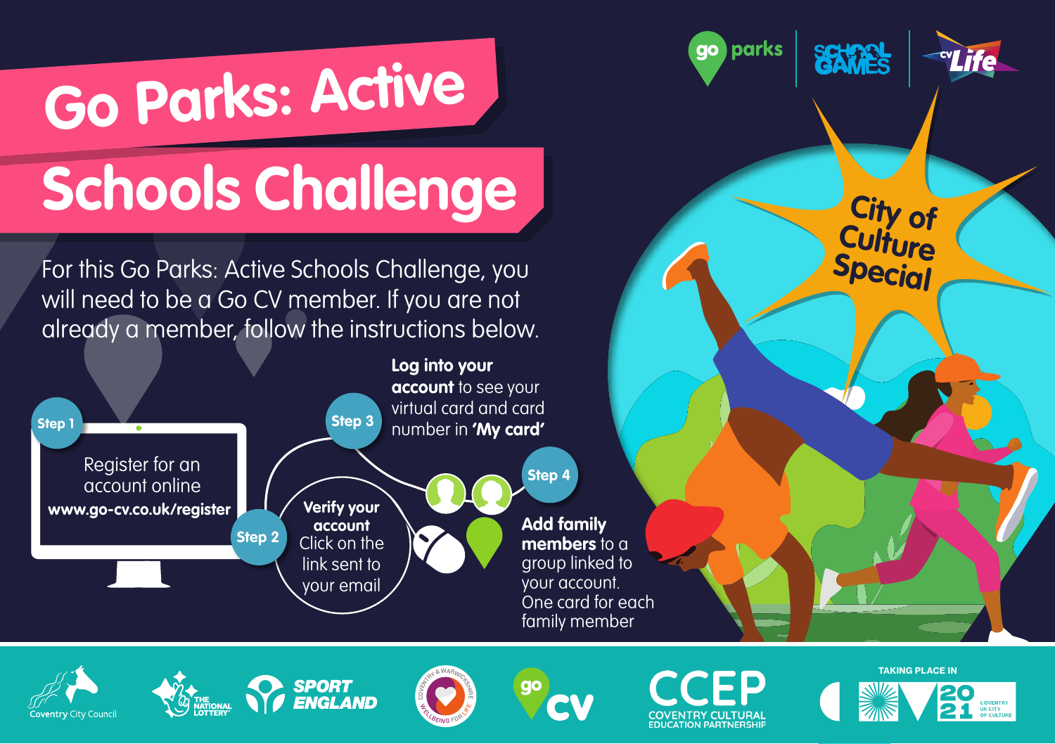# Go Parks: Active Schools Challenge

City of Culture Special

For this Go Parks: Active Schools Challenge, you will need to be a Go CV member. If you are not already a member, follow the instructions below.

**Step 1**
Register for an account online
**www.go-cv.co.uk/register**

**Step 2**
**Verify your account**
Click on the link sent to your email

**Step 3**
**Log into your account** to see your virtual card and card number in **'My card'**

**Step 4**
**Add family members** to a group linked to your account.
One card for each family member

TAKING PLACE IN COVENTRY UK CITY OF CULTURE 2021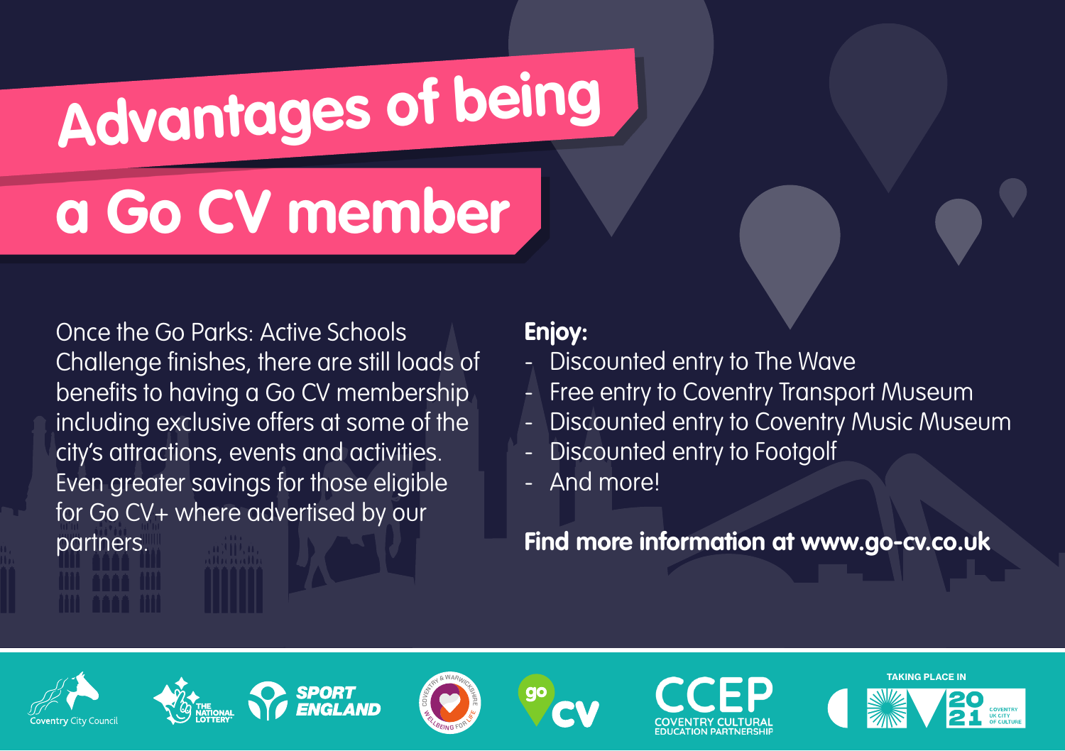# Advantages of being a Go CV member

Once the Go Parks: Active Schools Challenge finishes, there are still loads of benefits to having a Go CV membership including exclusive offers at some of the city's attractions, events and activities. Even greater savings for those eligible for Go CV+ where advertised by our partners.

**Enjoy:**

- Discounted entry to The Wave
- Free entry to Coventry Transport Museum
- Discounted entry to Coventry Music Museum
- Discounted entry to Footgolf
- And more!

**Find more information at www.go-cv.co.uk**

Coventry City Council

THE NATIONAL LOTTERY

SPORT ENGLAND

COVENTRY & WARWICKSHIRE WELLBEING FOR LIFE

go CV

CCEP COVENTRY CULTURAL EDUCATION PARTNERSHIP

TAKING PLACE IN 2021 COVENTRY UK CITY OF CULTURE